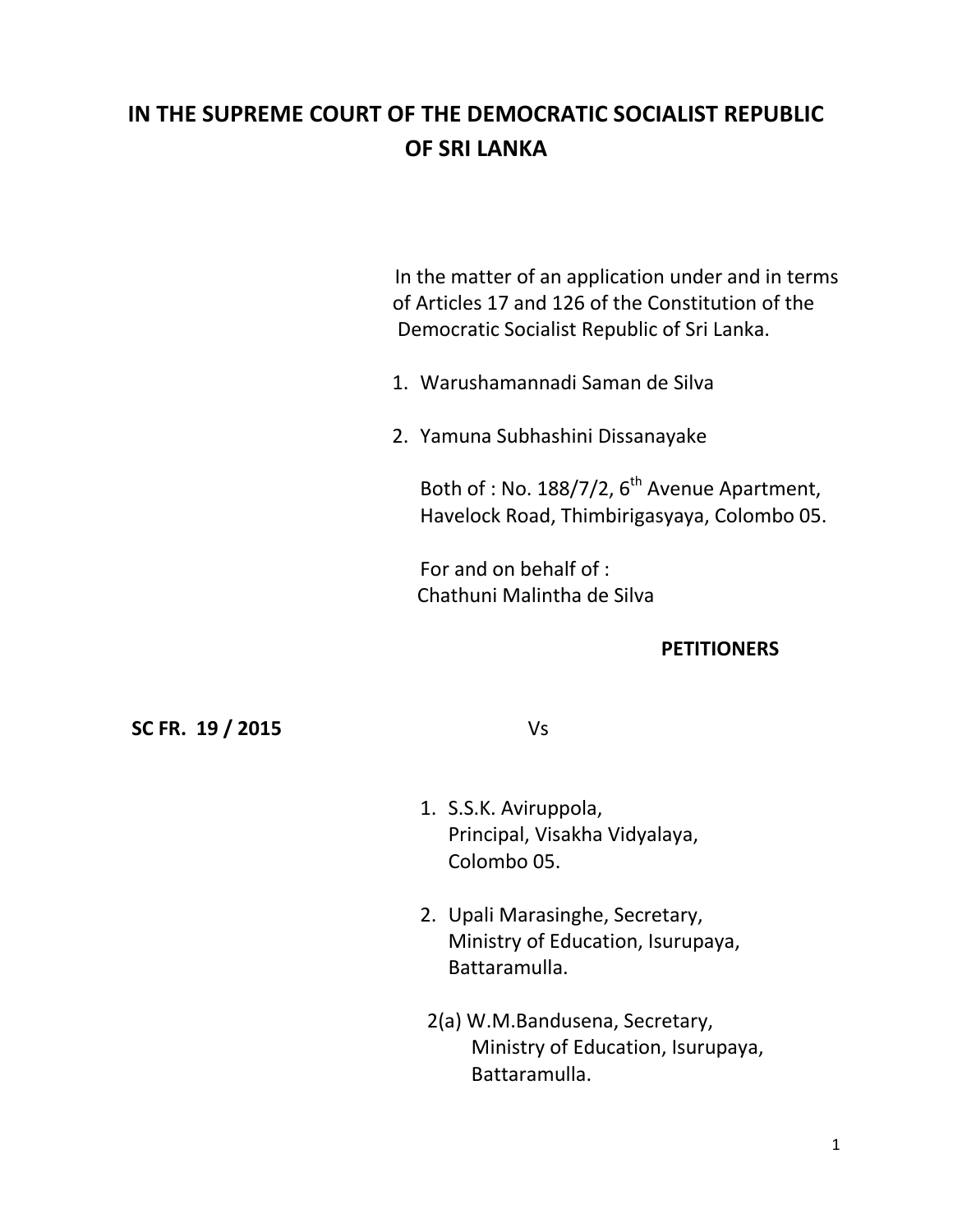# IN THE SUPREME COURT OF THE DEMOCRATIC SOCIALIST REPUBLIC OF SRI LANKA

In the matter of an application under and in terms of Articles 17 and 126 of the Constitution of the Democratic Socialist Republic of Sri Lanka.

1. Warushamannadi Saman de Silva

2. Yamuna Subhashini Dissanayake

   Both of : No. 188/7/2, 6th Avenue Apartment, Havelock Road, Thimbirigasyaya, Colombo 05.

   For and on behalf of :
   Chathuni Malintha de Silva

**PETITIONERS**

**SC FR. 19 / 2015** Vs

1. S.S.K. Aviruppola,
   Principal, Visakha Vidyalaya,
   Colombo 05.

2. Upali Marasinghe, Secretary,
   Ministry of Education, Isurupaya,
   Battaramulla.

2(a) W.M.Bandusena, Secretary,
   Ministry of Education, Isurupaya,
   Battaramulla.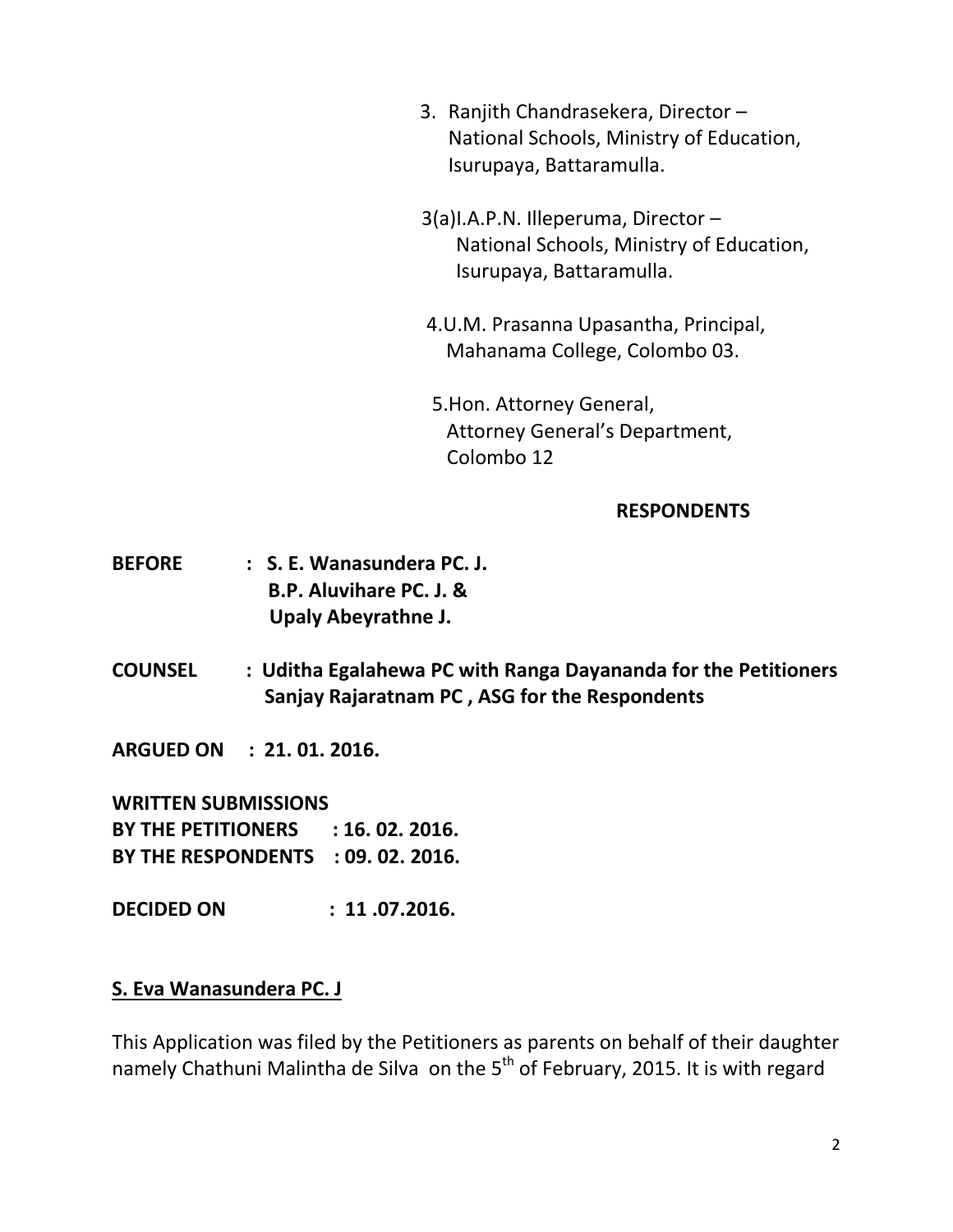3. Ranjith Chandrasekera, Director – National Schools, Ministry of Education, Isurupaya, Battaramulla.

3(a)I.A.P.N. Illeperuma, Director – National Schools, Ministry of Education, Isurupaya, Battaramulla.

4.U.M. Prasanna Upasantha, Principal, Mahanama College, Colombo 03.

5.Hon. Attorney General, Attorney General's Department, Colombo 12

**RESPONDENTS**

**BEFORE : S. E. Wanasundera PC. J.**
**B.P. Aluvihare PC. J. &**
**Upaly Abeyrathne J.**

**COUNSEL : Uditha Egalahewa PC with Ranga Dayananda for the Petitioners**
**Sanjay Rajaratnam PC , ASG for the Respondents**

**ARGUED ON : 21. 01. 2016.**

**WRITTEN SUBMISSIONS**
**BY THE PETITIONERS : 16. 02. 2016.**
**BY THE RESPONDENTS : 09. 02. 2016.**

**DECIDED ON : 11 .07.2016.**

**S. Eva Wanasundera PC. J**

This Application was filed by the Petitioners as parents on behalf of their daughter namely Chathuni Malintha de Silva on the 5th of February, 2015. It is with regard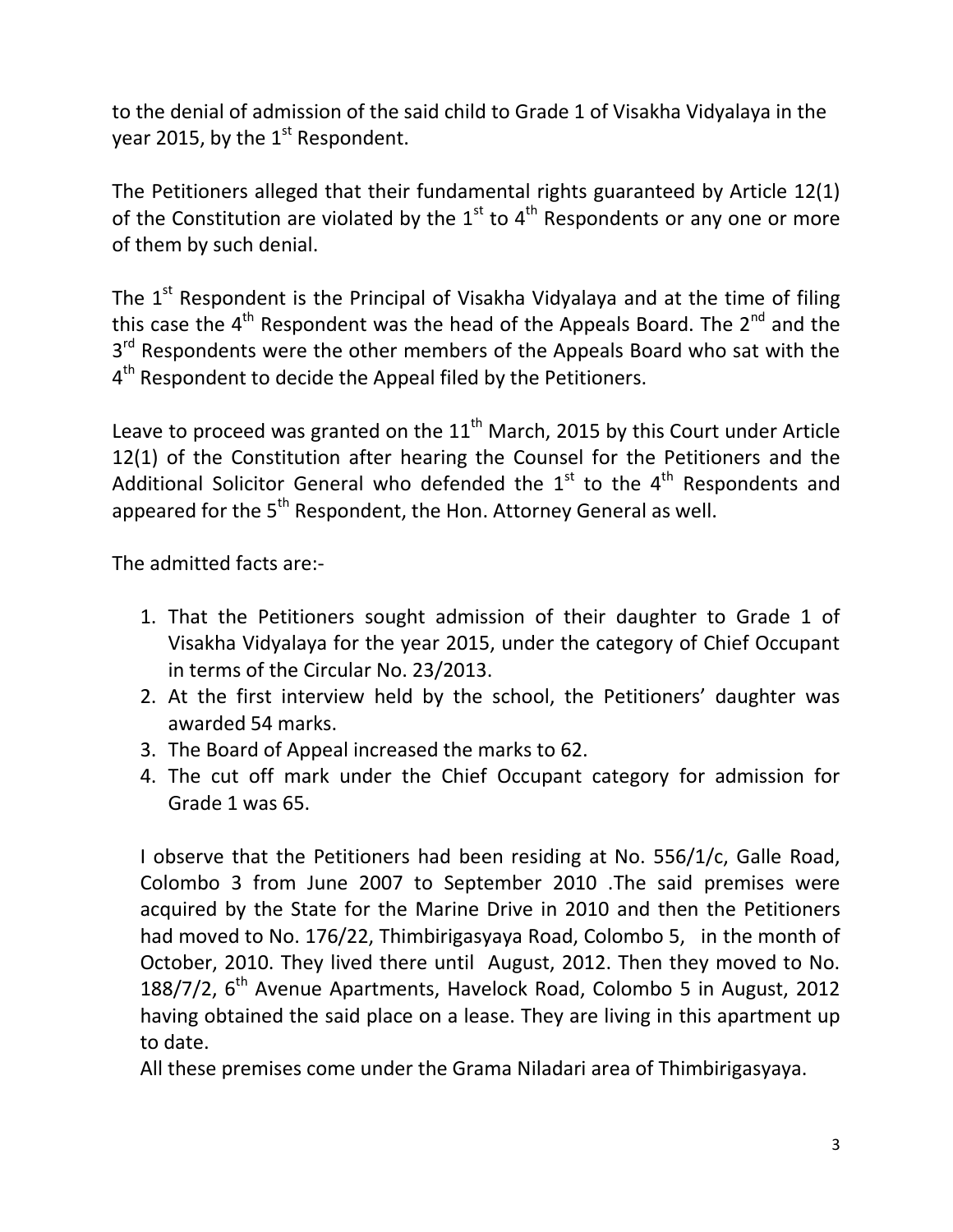to the denial of admission of the said child to Grade 1 of Visakha Vidyalaya in the year 2015, by the 1st Respondent.

The Petitioners alleged that their fundamental rights guaranteed by Article 12(1) of the Constitution are violated by the 1st to 4th Respondents or any one or more of them by such denial.

The 1st Respondent is the Principal of Visakha Vidyalaya and at the time of filing this case the 4th Respondent was the head of the Appeals Board. The 2nd and the 3rd Respondents were the other members of the Appeals Board who sat with the 4th Respondent to decide the Appeal filed by the Petitioners.

Leave to proceed was granted on the 11th March, 2015 by this Court under Article 12(1) of the Constitution after hearing the Counsel for the Petitioners and the Additional Solicitor General who defended the 1st to the 4th Respondents and appeared for the 5th Respondent, the Hon. Attorney General as well.

The admitted facts are:-

1. That the Petitioners sought admission of their daughter to Grade 1 of Visakha Vidyalaya for the year 2015, under the category of Chief Occupant in terms of the Circular No. 23/2013.
2. At the first interview held by the school, the Petitioners' daughter was awarded 54 marks.
3. The Board of Appeal increased the marks to 62.
4. The cut off mark under the Chief Occupant category for admission for Grade 1 was 65.

I observe that the Petitioners had been residing at No. 556/1/c, Galle Road, Colombo 3 from June 2007 to September 2010 .The said premises were acquired by the State for the Marine Drive in 2010 and then the Petitioners had moved to No. 176/22, Thimbirigasyaya Road, Colombo 5, in the month of October, 2010. They lived there until August, 2012. Then they moved to No. 188/7/2, 6th Avenue Apartments, Havelock Road, Colombo 5 in August, 2012 having obtained the said place on a lease. They are living in this apartment up to date.

All these premises come under the Grama Niladari area of Thimbirigasyaya.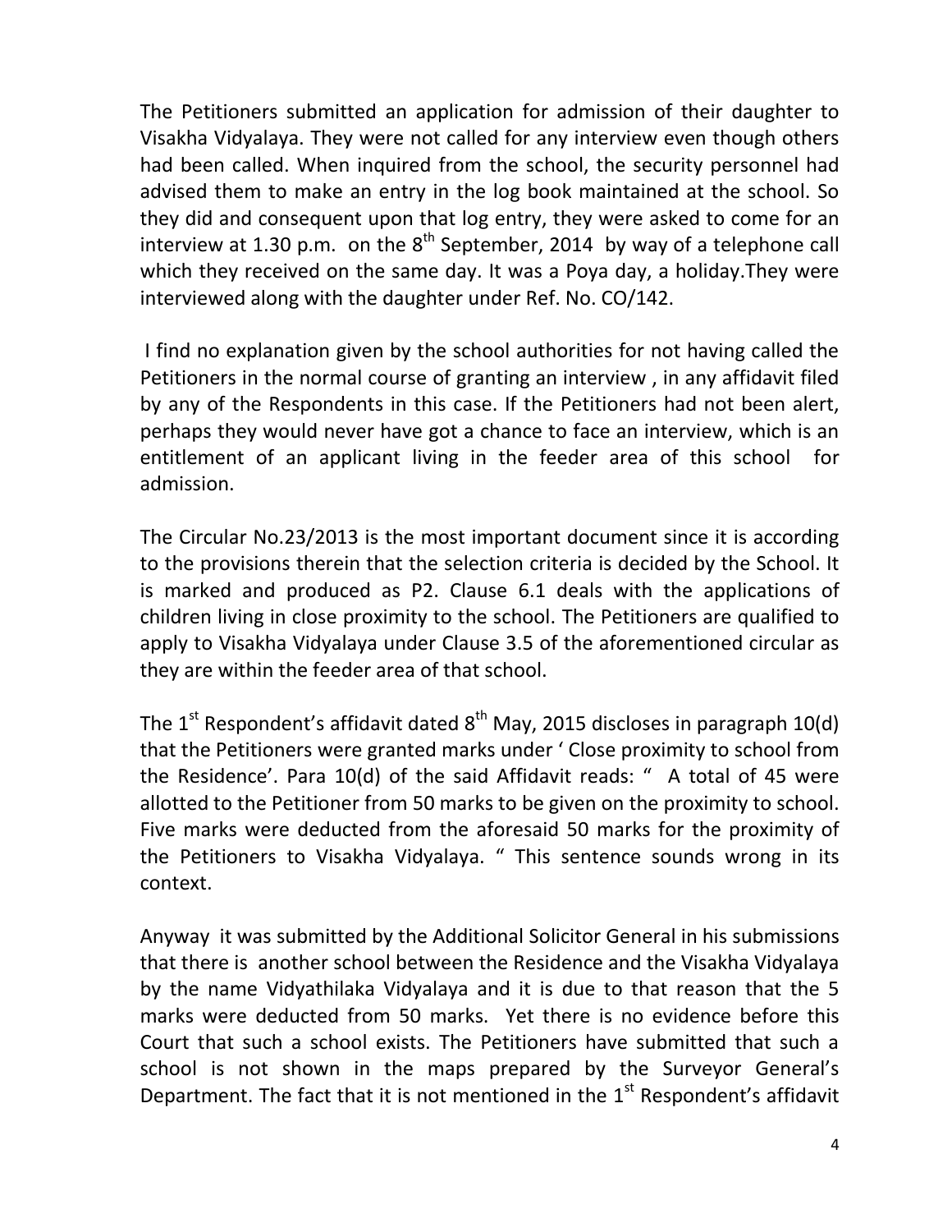The Petitioners submitted an application for admission of their daughter to Visakha Vidyalaya. They were not called for any interview even though others had been called. When inquired from the school, the security personnel had advised them to make an entry in the log book maintained at the school. So they did and consequent upon that log entry, they were asked to come for an interview at 1.30 p.m. on the 8th September, 2014 by way of a telephone call which they received on the same day. It was a Poya day, a holiday.They were interviewed along with the daughter under Ref. No. CO/142.

I find no explanation given by the school authorities for not having called the Petitioners in the normal course of granting an interview , in any affidavit filed by any of the Respondents in this case. If the Petitioners had not been alert, perhaps they would never have got a chance to face an interview, which is an entitlement of an applicant living in the feeder area of this school for admission.

The Circular No.23/2013 is the most important document since it is according to the provisions therein that the selection criteria is decided by the School. It is marked and produced as P2. Clause 6.1 deals with the applications of children living in close proximity to the school. The Petitioners are qualified to apply to Visakha Vidyalaya under Clause 3.5 of the aforementioned circular as they are within the feeder area of that school.

The 1st Respondent's affidavit dated 8th May, 2015 discloses in paragraph 10(d) that the Petitioners were granted marks under ' Close proximity to school from the Residence'. Para 10(d) of the said Affidavit reads: " A total of 45 were allotted to the Petitioner from 50 marks to be given on the proximity to school. Five marks were deducted from the aforesaid 50 marks for the proximity of the Petitioners to Visakha Vidyalaya. " This sentence sounds wrong in its context.

Anyway it was submitted by the Additional Solicitor General in his submissions that there is another school between the Residence and the Visakha Vidyalaya by the name Vidyathilaka Vidyalaya and it is due to that reason that the 5 marks were deducted from 50 marks. Yet there is no evidence before this Court that such a school exists. The Petitioners have submitted that such a school is not shown in the maps prepared by the Surveyor General's Department. The fact that it is not mentioned in the 1st Respondent's affidavit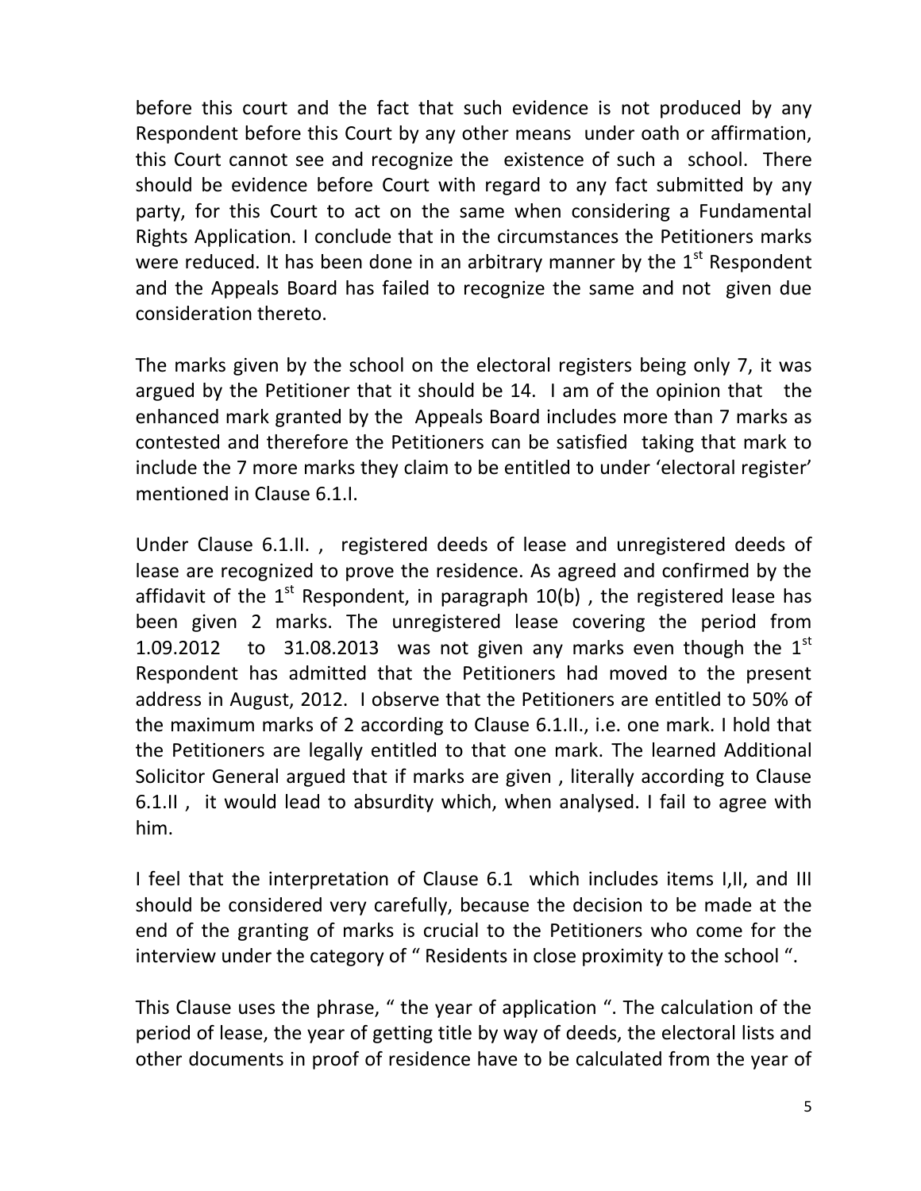before this court and the fact that such evidence is not produced by any Respondent before this Court by any other means under oath or affirmation, this Court cannot see and recognize the existence of such a school. There should be evidence before Court with regard to any fact submitted by any party, for this Court to act on the same when considering a Fundamental Rights Application. I conclude that in the circumstances the Petitioners marks were reduced. It has been done in an arbitrary manner by the 1st Respondent and the Appeals Board has failed to recognize the same and not given due consideration thereto.

The marks given by the school on the electoral registers being only 7, it was argued by the Petitioner that it should be 14. I am of the opinion that the enhanced mark granted by the Appeals Board includes more than 7 marks as contested and therefore the Petitioners can be satisfied taking that mark to include the 7 more marks they claim to be entitled to under 'electoral register' mentioned in Clause 6.1.I.

Under Clause 6.1.II. , registered deeds of lease and unregistered deeds of lease are recognized to prove the residence. As agreed and confirmed by the affidavit of the 1st Respondent, in paragraph 10(b) , the registered lease has been given 2 marks. The unregistered lease covering the period from 1.09.2012 to 31.08.2013 was not given any marks even though the 1st Respondent has admitted that the Petitioners had moved to the present address in August, 2012. I observe that the Petitioners are entitled to 50% of the maximum marks of 2 according to Clause 6.1.II., i.e. one mark. I hold that the Petitioners are legally entitled to that one mark. The learned Additional Solicitor General argued that if marks are given , literally according to Clause 6.1.II , it would lead to absurdity which, when analysed. I fail to agree with him.

I feel that the interpretation of Clause 6.1 which includes items I,II, and III should be considered very carefully, because the decision to be made at the end of the granting of marks is crucial to the Petitioners who come for the interview under the category of " Residents in close proximity to the school ".

This Clause uses the phrase, " the year of application ". The calculation of the period of lease, the year of getting title by way of deeds, the electoral lists and other documents in proof of residence have to be calculated from the year of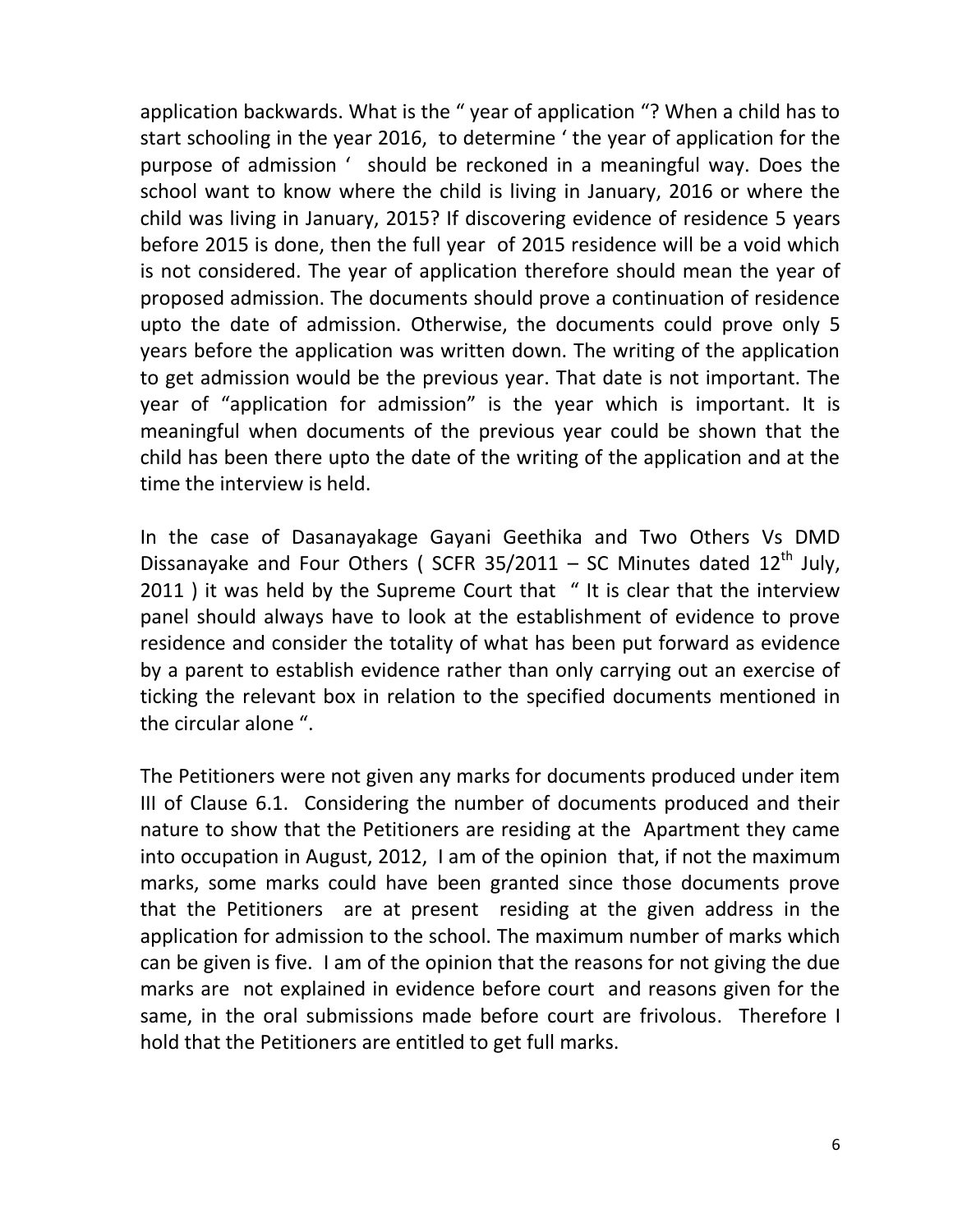application backwards. What is the " year of application "? When a child has to start schooling in the year 2016, to determine ' the year of application for the purpose of admission ' should be reckoned in a meaningful way. Does the school want to know where the child is living in January, 2016 or where the child was living in January, 2015? If discovering evidence of residence 5 years before 2015 is done, then the full year of 2015 residence will be a void which is not considered. The year of application therefore should mean the year of proposed admission. The documents should prove a continuation of residence upto the date of admission. Otherwise, the documents could prove only 5 years before the application was written down. The writing of the application to get admission would be the previous year. That date is not important. The year of "application for admission" is the year which is important. It is meaningful when documents of the previous year could be shown that the child has been there upto the date of the writing of the application and at the time the interview is held.

In the case of Dasanayakage Gayani Geethika and Two Others Vs DMD Dissanayake and Four Others ( SCFR 35/2011 – SC Minutes dated 12th July, 2011 ) it was held by the Supreme Court that " It is clear that the interview panel should always have to look at the establishment of evidence to prove residence and consider the totality of what has been put forward as evidence by a parent to establish evidence rather than only carrying out an exercise of ticking the relevant box in relation to the specified documents mentioned in the circular alone ".

The Petitioners were not given any marks for documents produced under item III of Clause 6.1. Considering the number of documents produced and their nature to show that the Petitioners are residing at the Apartment they came into occupation in August, 2012, I am of the opinion that, if not the maximum marks, some marks could have been granted since those documents prove that the Petitioners are at present residing at the given address in the application for admission to the school. The maximum number of marks which can be given is five. I am of the opinion that the reasons for not giving the due marks are not explained in evidence before court and reasons given for the same, in the oral submissions made before court are frivolous. Therefore I hold that the Petitioners are entitled to get full marks.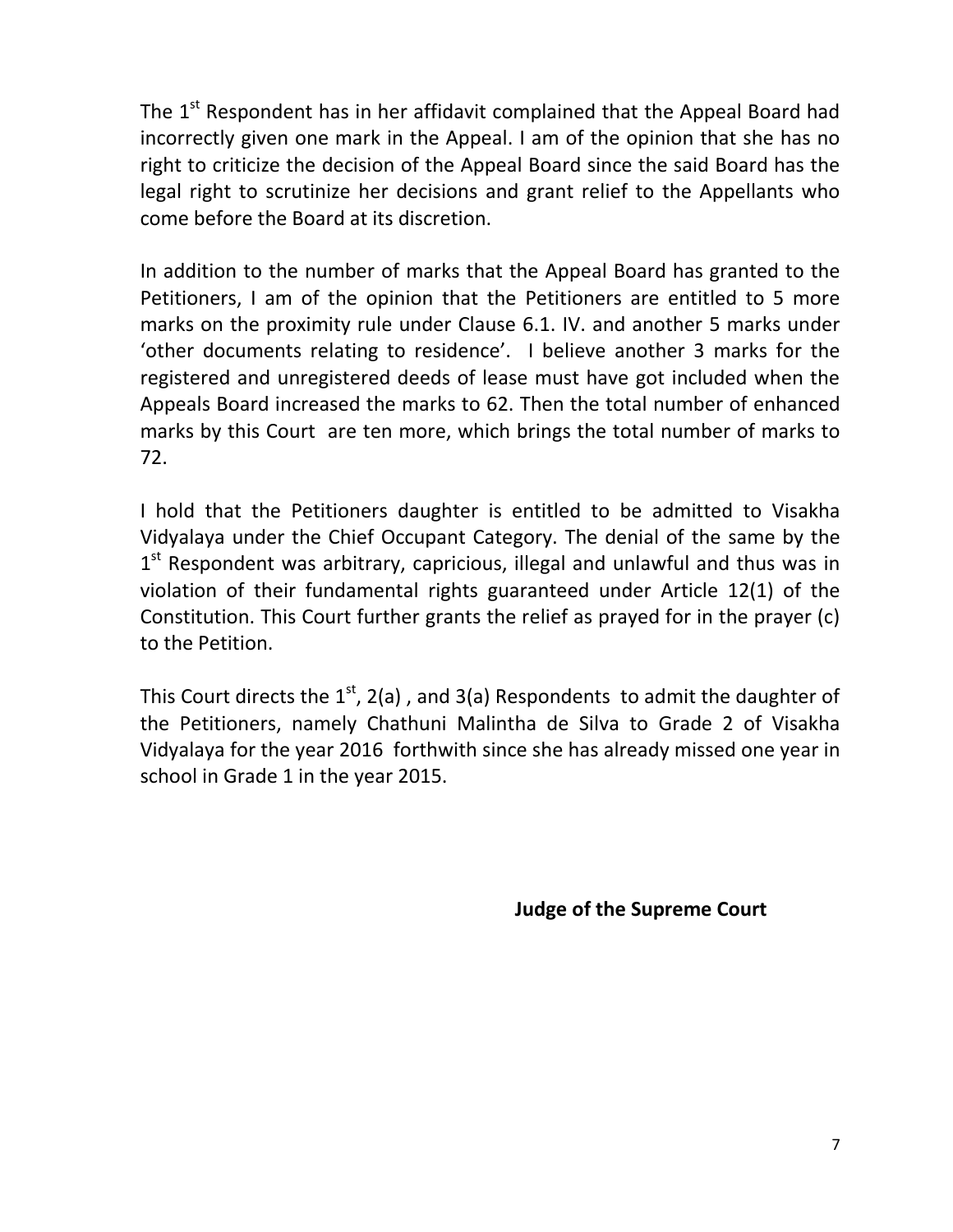The 1st Respondent has in her affidavit complained that the Appeal Board had incorrectly given one mark in the Appeal. I am of the opinion that she has no right to criticize the decision of the Appeal Board since the said Board has the legal right to scrutinize her decisions and grant relief to the Appellants who come before the Board at its discretion.

In addition to the number of marks that the Appeal Board has granted to the Petitioners, I am of the opinion that the Petitioners are entitled to 5 more marks on the proximity rule under Clause 6.1. IV. and another 5 marks under 'other documents relating to residence'. I believe another 3 marks for the registered and unregistered deeds of lease must have got included when the Appeals Board increased the marks to 62. Then the total number of enhanced marks by this Court are ten more, which brings the total number of marks to 72.

I hold that the Petitioners daughter is entitled to be admitted to Visakha Vidyalaya under the Chief Occupant Category. The denial of the same by the 1st Respondent was arbitrary, capricious, illegal and unlawful and thus was in violation of their fundamental rights guaranteed under Article 12(1) of the Constitution. This Court further grants the relief as prayed for in the prayer (c) to the Petition.

This Court directs the 1st, 2(a) , and 3(a) Respondents to admit the daughter of the Petitioners, namely Chathuni Malintha de Silva to Grade 2 of Visakha Vidyalaya for the year 2016 forthwith since she has already missed one year in school in Grade 1 in the year 2015.

**Judge of the Supreme Court**